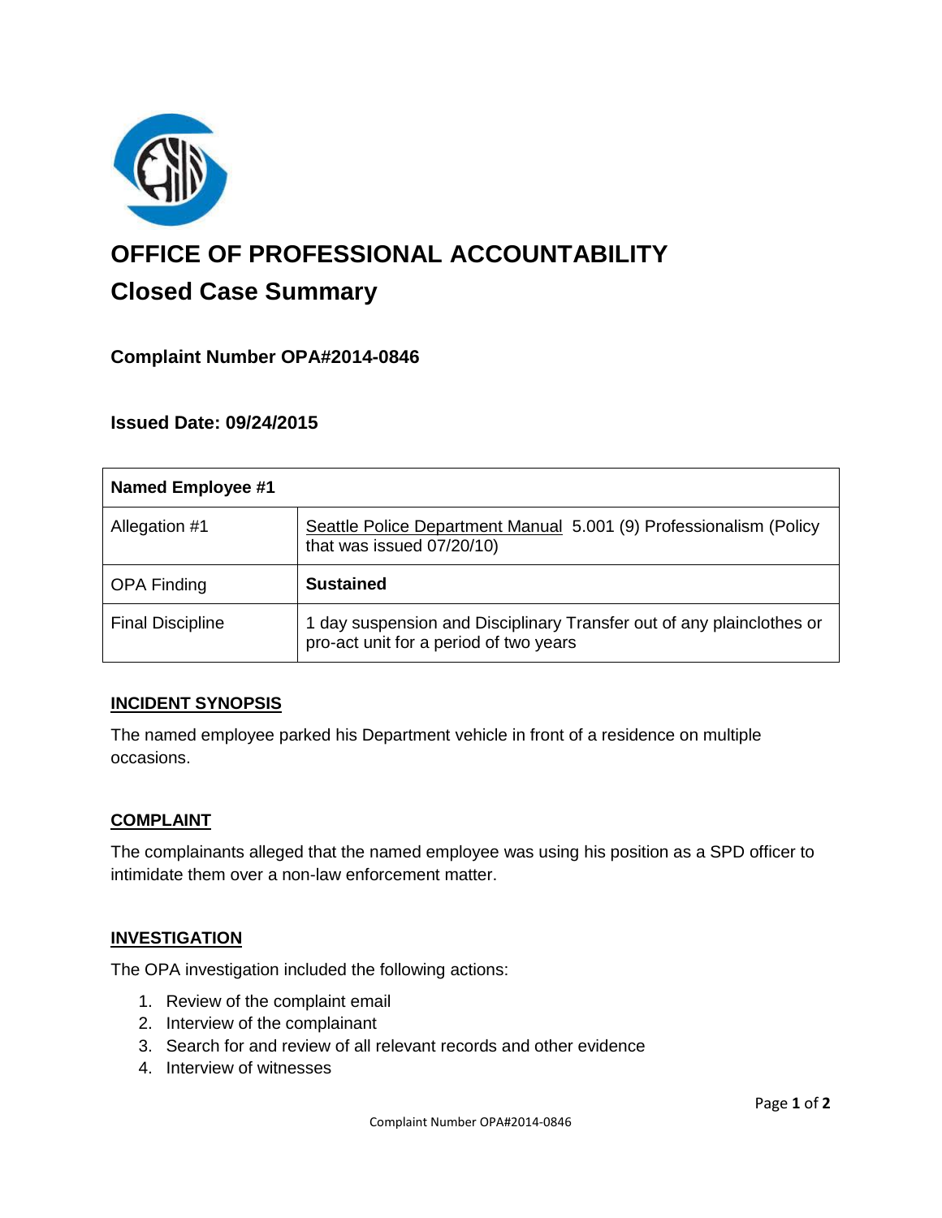# OFFICE OF PROFESSIONAL ACCOUNTABILITY

## Closed Case Summary

### Complaint Number OPA#2014-0846

### Issued Date: 09/24/2015

| **Named Employee #1** | |
|---|---|
| Allegation #1 | Seattle Police Department Manual 5.001 (9) Professionalism (Policy that was issued 07/20/10) |
| OPA Finding | **Sustained** |
| Final Discipline | 1 day suspension and Disciplinary Transfer out of any plainclothes or pro-act unit for a period of two years |

**INCIDENT SYNOPSIS**

The named employee parked his Department vehicle in front of a residence on multiple occasions.

**COMPLAINT**

The complainants alleged that the named employee was using his position as a SPD officer to intimidate them over a non-law enforcement matter.

**INVESTIGATION**

The OPA investigation included the following actions:

1. Review of the complaint email
2. Interview of the complainant
3. Search for and review of all relevant records and other evidence
4. Interview of witnesses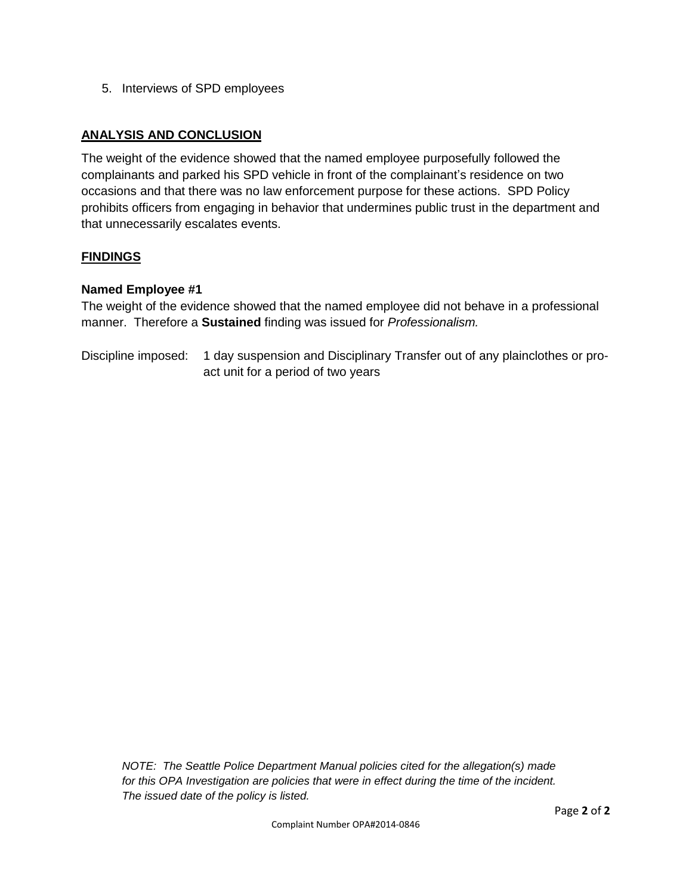5. Interviews of SPD employees

## ANALYSIS AND CONCLUSION

The weight of the evidence showed that the named employee purposefully followed the complainants and parked his SPD vehicle in front of the complainant's residence on two occasions and that there was no law enforcement purpose for these actions. SPD Policy prohibits officers from engaging in behavior that undermines public trust in the department and that unnecessarily escalates events.

## FINDINGS

**Named Employee #1**

The weight of the evidence showed that the named employee did not behave in a professional manner. Therefore a **Sustained** finding was issued for *Professionalism.*

Discipline imposed: 1 day suspension and Disciplinary Transfer out of any plainclothes or pro-act unit for a period of two years

*NOTE: The Seattle Police Department Manual policies cited for the allegation(s) made for this OPA Investigation are policies that were in effect during the time of the incident. The issued date of the policy is listed.*

Complaint Number OPA#2014-0846